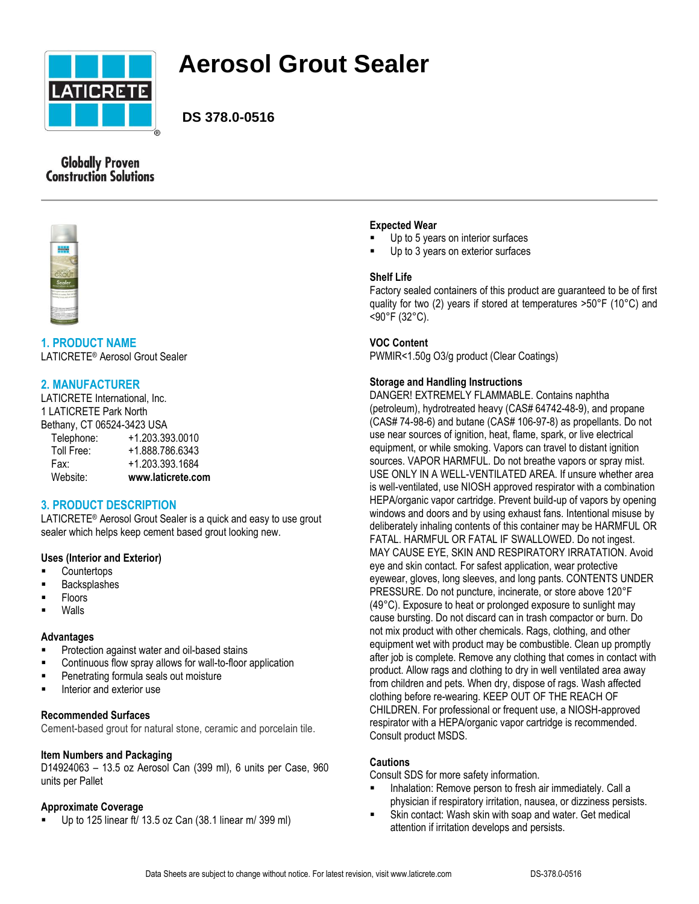# Aerosol Grout Sealer

**DS 378.0-0516**

Globally Proven Construction Solutions

## 1. PRODUCT NAME

LATICRETE® Aerosol Grout Sealer

## 2. MANUFACTURER

LATICRETE International, Inc.
1 LATICRETE Park North
Bethany, CT 06524-3423 USA

| | |
|---|---|
| Telephone: | +1.203.393.0010 |
| Toll Free: | +1.888.786.6343 |
| Fax: | +1.203.393.1684 |
| Website: | **www.laticrete.com** |

## 3. PRODUCT DESCRIPTION

LATICRETE® Aerosol Grout Sealer is a quick and easy to use grout sealer which helps keep cement based grout looking new.

### Uses (Interior and Exterior)

- Countertops
- Backsplashes
- Floors
- Walls

### Advantages

- Protection against water and oil-based stains
- Continuous flow spray allows for wall-to-floor application
- Penetrating formula seals out moisture
- Interior and exterior use

### Recommended Surfaces

Cement-based grout for natural stone, ceramic and porcelain tile.

### Item Numbers and Packaging

D14924063 – 13.5 oz Aerosol Can (399 ml), 6 units per Case, 960 units per Pallet

### Approximate Coverage

- Up to 125 linear ft/ 13.5 oz Can (38.1 linear m/ 399 ml)

### Expected Wear

- Up to 5 years on interior surfaces
- Up to 3 years on exterior surfaces

### Shelf Life

Factory sealed containers of this product are guaranteed to be of first quality for two (2) years if stored at temperatures >50°F (10°C) and <90°F (32°C).

### VOC Content

PWMIR<1.50g O3/g product (Clear Coatings)

### Storage and Handling Instructions

DANGER! EXTREMELY FLAMMABLE. Contains naphtha (petroleum), hydrotreated heavy (CAS# 64742-48-9), and propane (CAS# 74-98-6) and butane (CAS# 106-97-8) as propellants. Do not use near sources of ignition, heat, flame, spark, or live electrical equipment, or while smoking. Vapors can travel to distant ignition sources. VAPOR HARMFUL. Do not breathe vapors or spray mist. USE ONLY IN A WELL-VENTILATED AREA. If unsure whether area is well-ventilated, use NIOSH approved respirator with a combination HEPA/organic vapor cartridge. Prevent build-up of vapors by opening windows and doors and by using exhaust fans. Intentional misuse by deliberately inhaling contents of this container may be HARMFUL OR FATAL. HARMFUL OR FATAL IF SWALLOWED. Do not ingest. MAY CAUSE EYE, SKIN AND RESPIRATORY IRRATATION. Avoid eye and skin contact. For safest application, wear protective eyewear, gloves, long sleeves, and long pants. CONTENTS UNDER PRESSURE. Do not puncture, incinerate, or store above 120°F (49°C). Exposure to heat or prolonged exposure to sunlight may cause bursting. Do not discard can in trash compactor or burn. Do not mix product with other chemicals. Rags, clothing, and other equipment wet with product may be combustible. Clean up promptly after job is complete. Remove any clothing that comes in contact with product. Allow rags and clothing to dry in well ventilated area away from children and pets. When dry, dispose of rags. Wash affected clothing before re-wearing. KEEP OUT OF THE REACH OF CHILDREN. For professional or frequent use, a NIOSH-approved respirator with a HEPA/organic vapor cartridge is recommended. Consult product MSDS.

### Cautions

Consult SDS for more safety information.

- Inhalation: Remove person to fresh air immediately. Call a physician if respiratory irritation, nausea, or dizziness persists.
- Skin contact: Wash skin with soap and water. Get medical attention if irritation develops and persists.

Data Sheets are subject to change without notice. For latest revision, visit www.laticrete.com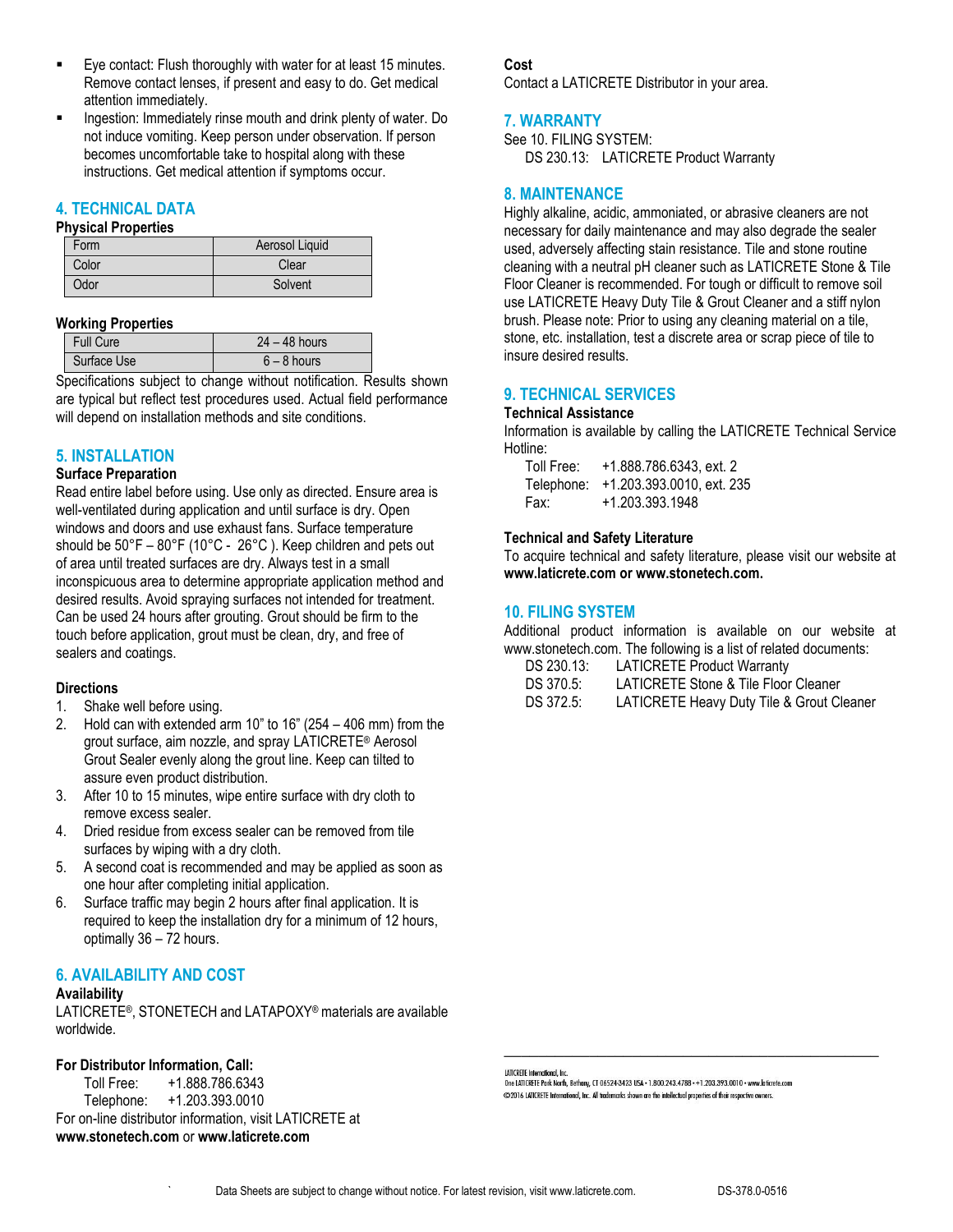- Eye contact: Flush thoroughly with water for at least 15 minutes. Remove contact lenses, if present and easy to do. Get medical attention immediately.
- Ingestion: Immediately rinse mouth and drink plenty of water. Do not induce vomiting. Keep person under observation. If person becomes uncomfortable take to hospital along with these instructions. Get medical attention if symptoms occur.

## 4. TECHNICAL DATA

**Physical Properties**

| | |
|---|---|
| Form | Aerosol Liquid |
| Color | Clear |
| Odor | Solvent |

**Working Properties**

| | |
|---|---|
| Full Cure | 24 – 48 hours |
| Surface Use | 6 – 8 hours |

Specifications subject to change without notification. Results shown are typical but reflect test procedures used. Actual field performance will depend on installation methods and site conditions.

## 5. INSTALLATION

**Surface Preparation**

Read entire label before using. Use only as directed. Ensure area is well-ventilated during application and until surface is dry. Open windows and doors and use exhaust fans. Surface temperature should be 50°F – 80°F (10°C - 26°C ). Keep children and pets out of area until treated surfaces are dry. Always test in a small inconspicuous area to determine appropriate application method and desired results. Avoid spraying surfaces not intended for treatment. Can be used 24 hours after grouting. Grout should be firm to the touch before application, grout must be clean, dry, and free of sealers and coatings.

**Directions**

1. Shake well before using.
2. Hold can with extended arm 10" to 16" (254 – 406 mm) from the grout surface, aim nozzle, and spray LATICRETE® Aerosol Grout Sealer evenly along the grout line. Keep can tilted to assure even product distribution.
3. After 10 to 15 minutes, wipe entire surface with dry cloth to remove excess sealer.
4. Dried residue from excess sealer can be removed from tile surfaces by wiping with a dry cloth.
5. A second coat is recommended and may be applied as soon as one hour after completing initial application.
6. Surface traffic may begin 2 hours after final application. It is required to keep the installation dry for a minimum of 12 hours, optimally 36 – 72 hours.

## 6. AVAILABILITY AND COST

**Availability**

LATICRETE®, STONETECH and LATAPOXY® materials are available worldwide.

**For Distributor Information, Call:**

Toll Free: +1.888.786.6343
Telephone: +1.203.393.0010

For on-line distributor information, visit LATICRETE at **www.stonetech.com** or **www.laticrete.com**

**Cost**

Contact a LATICRETE Distributor in your area.

## 7. WARRANTY

See 10. FILING SYSTEM:
DS 230.13: LATICRETE Product Warranty

## 8. MAINTENANCE

Highly alkaline, acidic, ammoniated, or abrasive cleaners are not necessary for daily maintenance and may also degrade the sealer used, adversely affecting stain resistance. Tile and stone routine cleaning with a neutral pH cleaner such as LATICRETE Stone & Tile Floor Cleaner is recommended. For tough or difficult to remove soil use LATICRETE Heavy Duty Tile & Grout Cleaner and a stiff nylon brush. Please note: Prior to using any cleaning material on a tile, stone, etc. installation, test a discrete area or scrap piece of tile to insure desired results.

## 9. TECHNICAL SERVICES

**Technical Assistance**

Information is available by calling the LATICRETE Technical Service Hotline:

Toll Free: +1.888.786.6343, ext. 2
Telephone: +1.203.393.0010, ext. 235
Fax: +1.203.393.1948

**Technical and Safety Literature**

To acquire technical and safety literature, please visit our website at **www.laticrete.com or www.stonetech.com.**

## 10. FILING SYSTEM

Additional product information is available on our website at www.stonetech.com. The following is a list of related documents:

DS 230.13: LATICRETE Product Warranty
DS 370.5: LATICRETE Stone & Tile Floor Cleaner
DS 372.5: LATICRETE Heavy Duty Tile & Grout Cleaner

LATICRETE International, Inc.
One LATICRETE Park North, Bethany, CT 06524-3423 USA • 1.800.243.4788 • +1.203.393.0010 • www.laticrete.com
©2016 LATICRETE International, Inc. All trademarks shown are the intellectual properties of their respective owners.

Data Sheets are subject to change without notice. For latest revision, visit www.laticrete.com.

DS-378.0-0516